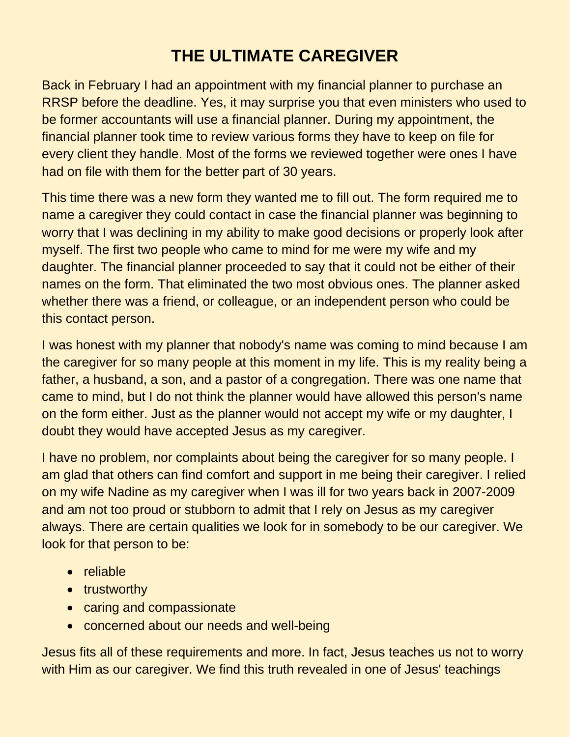# THE ULTIMATE CAREGIVER

Back in February I had an appointment with my financial planner to purchase an RRSP before the deadline. Yes, it may surprise you that even ministers who used to be former accountants will use a financial planner. During my appointment, the financial planner took time to review various forms they have to keep on file for every client they handle. Most of the forms we reviewed together were ones I have had on file with them for the better part of 30 years.

This time there was a new form they wanted me to fill out. The form required me to name a caregiver they could contact in case the financial planner was beginning to worry that I was declining in my ability to make good decisions or properly look after myself. The first two people who came to mind for me were my wife and my daughter. The financial planner proceeded to say that it could not be either of their names on the form. That eliminated the two most obvious ones. The planner asked whether there was a friend, or colleague, or an independent person who could be this contact person.

I was honest with my planner that nobody's name was coming to mind because I am the caregiver for so many people at this moment in my life. This is my reality being a father, a husband, a son, and a pastor of a congregation. There was one name that came to mind, but I do not think the planner would have allowed this person's name on the form either. Just as the planner would not accept my wife or my daughter, I doubt they would have accepted Jesus as my caregiver.

I have no problem, nor complaints about being the caregiver for so many people. I am glad that others can find comfort and support in me being their caregiver. I relied on my wife Nadine as my caregiver when I was ill for two years back in 2007-2009 and am not too proud or stubborn to admit that I rely on Jesus as my caregiver always. There are certain qualities we look for in somebody to be our caregiver. We look for that person to be:

- reliable
- trustworthy
- caring and compassionate
- concerned about our needs and well-being

Jesus fits all of these requirements and more. In fact, Jesus teaches us not to worry with Him as our caregiver. We find this truth revealed in one of Jesus' teachings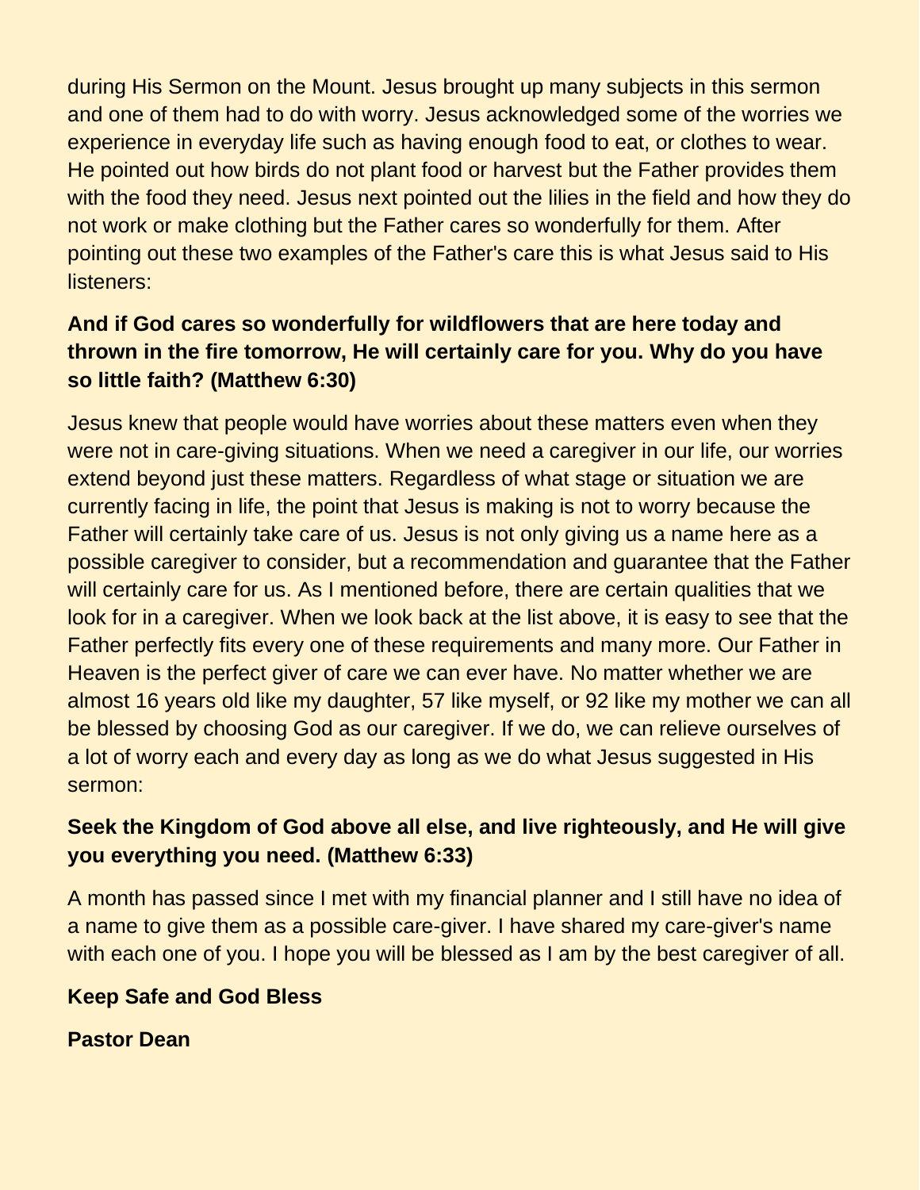during His Sermon on the Mount. Jesus brought up many subjects in this sermon and one of them had to do with worry. Jesus acknowledged some of the worries we experience in everyday life such as having enough food to eat, or clothes to wear. He pointed out how birds do not plant food or harvest but the Father provides them with the food they need. Jesus next pointed out the lilies in the field and how they do not work or make clothing but the Father cares so wonderfully for them. After pointing out these two examples of the Father's care this is what Jesus said to His listeners:

**And if God cares so wonderfully for wildflowers that are here today and thrown in the fire tomorrow, He will certainly care for you. Why do you have so little faith? (Matthew 6:30)**

Jesus knew that people would have worries about these matters even when they were not in care-giving situations. When we need a caregiver in our life, our worries extend beyond just these matters. Regardless of what stage or situation we are currently facing in life, the point that Jesus is making is not to worry because the Father will certainly take care of us. Jesus is not only giving us a name here as a possible caregiver to consider, but a recommendation and guarantee that the Father will certainly care for us. As I mentioned before, there are certain qualities that we look for in a caregiver. When we look back at the list above, it is easy to see that the Father perfectly fits every one of these requirements and many more. Our Father in Heaven is the perfect giver of care we can ever have. No matter whether we are almost 16 years old like my daughter, 57 like myself, or 92 like my mother we can all be blessed by choosing God as our caregiver. If we do, we can relieve ourselves of a lot of worry each and every day as long as we do what Jesus suggested in His sermon:

**Seek the Kingdom of God above all else, and live righteously, and He will give you everything you need. (Matthew 6:33)**

A month has passed since I met with my financial planner and I still have no idea of a name to give them as a possible care-giver. I have shared my care-giver's name with each one of you. I hope you will be blessed as I am by the best caregiver of all.

**Keep Safe and God Bless**

**Pastor Dean**